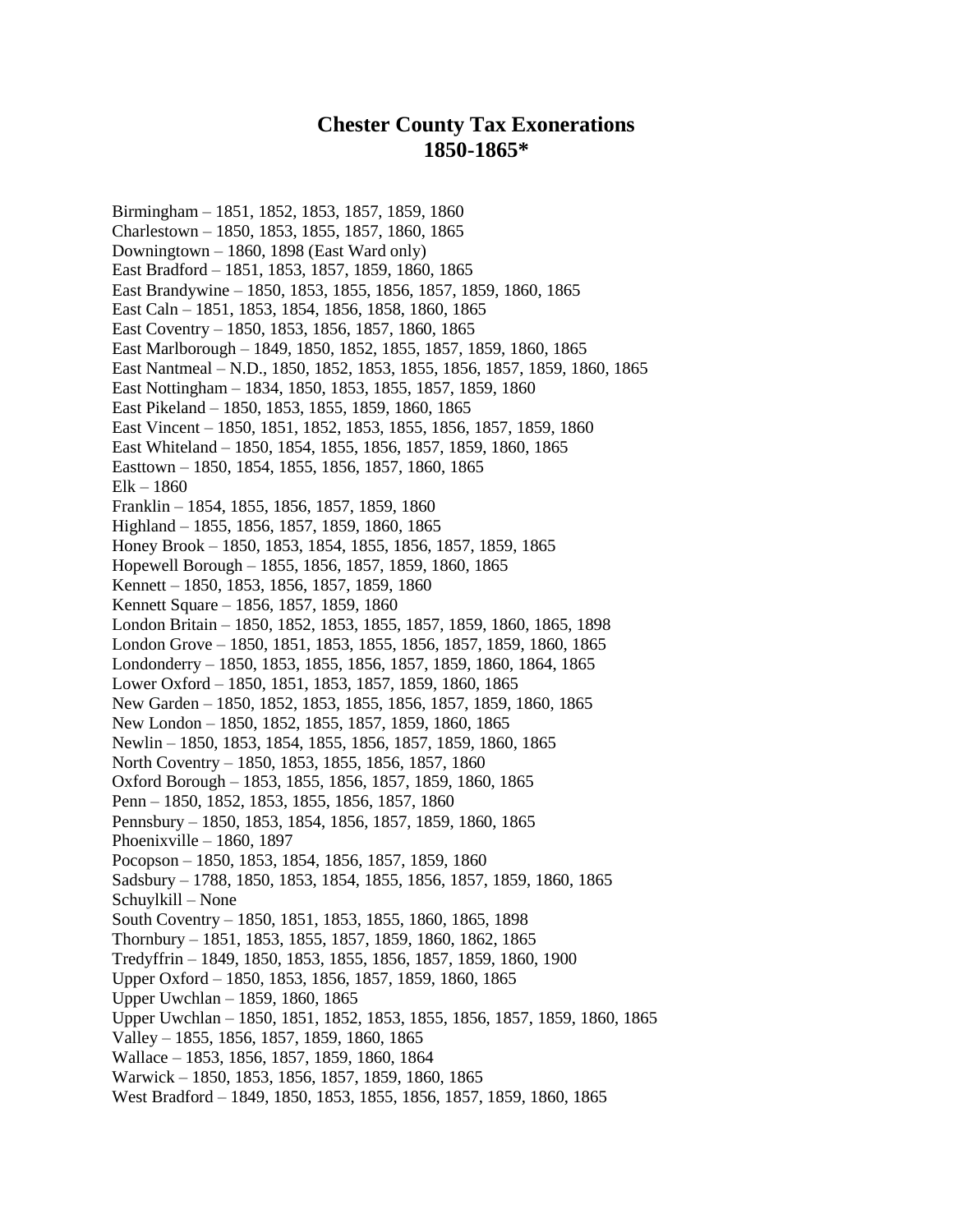# Chester County Tax Exonerations 1850-1865*

Birmingham – 1851, 1852, 1853, 1857, 1859, 1860
Charlestown – 1850, 1853, 1855, 1857, 1860, 1865
Downingtown – 1860, 1898 (East Ward only)
East Bradford – 1851, 1853, 1857, 1859, 1860, 1865
East Brandywine – 1850, 1853, 1855, 1856, 1857, 1859, 1860, 1865
East Caln – 1851, 1853, 1854, 1856, 1858, 1860, 1865
East Coventry – 1850, 1853, 1856, 1857, 1860, 1865
East Marlborough – 1849, 1850, 1852, 1855, 1857, 1859, 1860, 1865
East Nantmeal – N.D., 1850, 1852, 1853, 1855, 1856, 1857, 1859, 1860, 1865
East Nottingham – 1834, 1850, 1853, 1855, 1857, 1859, 1860
East Pikeland – 1850, 1853, 1855, 1859, 1860, 1865
East Vincent – 1850, 1851, 1852, 1853, 1855, 1856, 1857, 1859, 1860
East Whiteland – 1850, 1854, 1855, 1856, 1857, 1859, 1860, 1865
Easttown – 1850, 1854, 1855, 1856, 1857, 1860, 1865
Elk – 1860
Franklin – 1854, 1855, 1856, 1857, 1859, 1860
Highland – 1855, 1856, 1857, 1859, 1860, 1865
Honey Brook – 1850, 1853, 1854, 1855, 1856, 1857, 1859, 1865
Hopewell Borough – 1855, 1856, 1857, 1859, 1860, 1865
Kennett – 1850, 1853, 1856, 1857, 1859, 1860
Kennett Square – 1856, 1857, 1859, 1860
London Britain – 1850, 1852, 1853, 1855, 1857, 1859, 1860, 1865, 1898
London Grove – 1850, 1851, 1853, 1855, 1856, 1857, 1859, 1860, 1865
Londonderry – 1850, 1853, 1855, 1856, 1857, 1859, 1860, 1864, 1865
Lower Oxford – 1850, 1851, 1853, 1857, 1859, 1860, 1865
New Garden – 1850, 1852, 1853, 1855, 1856, 1857, 1859, 1860, 1865
New London – 1850, 1852, 1855, 1857, 1859, 1860, 1865
Newlin – 1850, 1853, 1854, 1855, 1856, 1857, 1859, 1860, 1865
North Coventry – 1850, 1853, 1855, 1856, 1857, 1860
Oxford Borough – 1853, 1855, 1856, 1857, 1859, 1860, 1865
Penn – 1850, 1852, 1853, 1855, 1856, 1857, 1860
Pennsbury – 1850, 1853, 1854, 1856, 1857, 1859, 1860, 1865
Phoenixville – 1860, 1897
Pocopson – 1850, 1853, 1854, 1856, 1857, 1859, 1860
Sadsbury – 1788, 1850, 1853, 1854, 1855, 1856, 1857, 1859, 1860, 1865
Schuylkill – None
South Coventry – 1850, 1851, 1853, 1855, 1860, 1865, 1898
Thornbury – 1851, 1853, 1855, 1857, 1859, 1860, 1862, 1865
Tredyffrin – 1849, 1850, 1853, 1855, 1856, 1857, 1859, 1860, 1900
Upper Oxford – 1850, 1853, 1856, 1857, 1859, 1860, 1865
Upper Uwchlan – 1859, 1860, 1865
Upper Uwchlan – 1850, 1851, 1852, 1853, 1855, 1856, 1857, 1859, 1860, 1865
Valley – 1855, 1856, 1857, 1859, 1860, 1865
Wallace – 1853, 1856, 1857, 1859, 1860, 1864
Warwick – 1850, 1853, 1856, 1857, 1859, 1860, 1865
West Bradford – 1849, 1850, 1853, 1855, 1856, 1857, 1859, 1860, 1865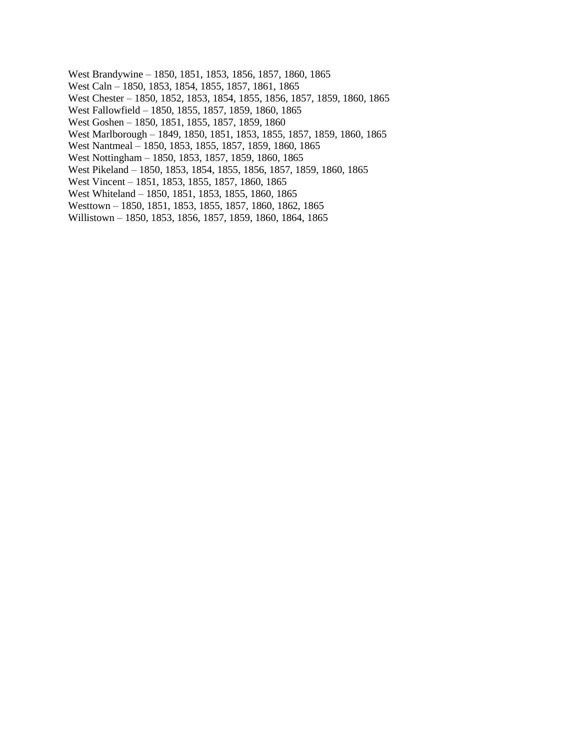West Brandywine – 1850, 1851, 1853, 1856, 1857, 1860, 1865
West Caln – 1850, 1853, 1854, 1855, 1857, 1861, 1865
West Chester – 1850, 1852, 1853, 1854, 1855, 1856, 1857, 1859, 1860, 1865
West Fallowfield – 1850, 1855, 1857, 1859, 1860, 1865
West Goshen – 1850, 1851, 1855, 1857, 1859, 1860
West Marlborough – 1849, 1850, 1851, 1853, 1855, 1857, 1859, 1860, 1865
West Nantmeal – 1850, 1853, 1855, 1857, 1859, 1860, 1865
West Nottingham – 1850, 1853, 1857, 1859, 1860, 1865
West Pikeland – 1850, 1853, 1854, 1855, 1856, 1857, 1859, 1860, 1865
West Vincent – 1851, 1853, 1855, 1857, 1860, 1865
West Whiteland – 1850, 1851, 1853, 1855, 1860, 1865
Westtown – 1850, 1851, 1853, 1855, 1857, 1860, 1862, 1865
Willistown – 1850, 1853, 1856, 1857, 1859, 1860, 1864, 1865